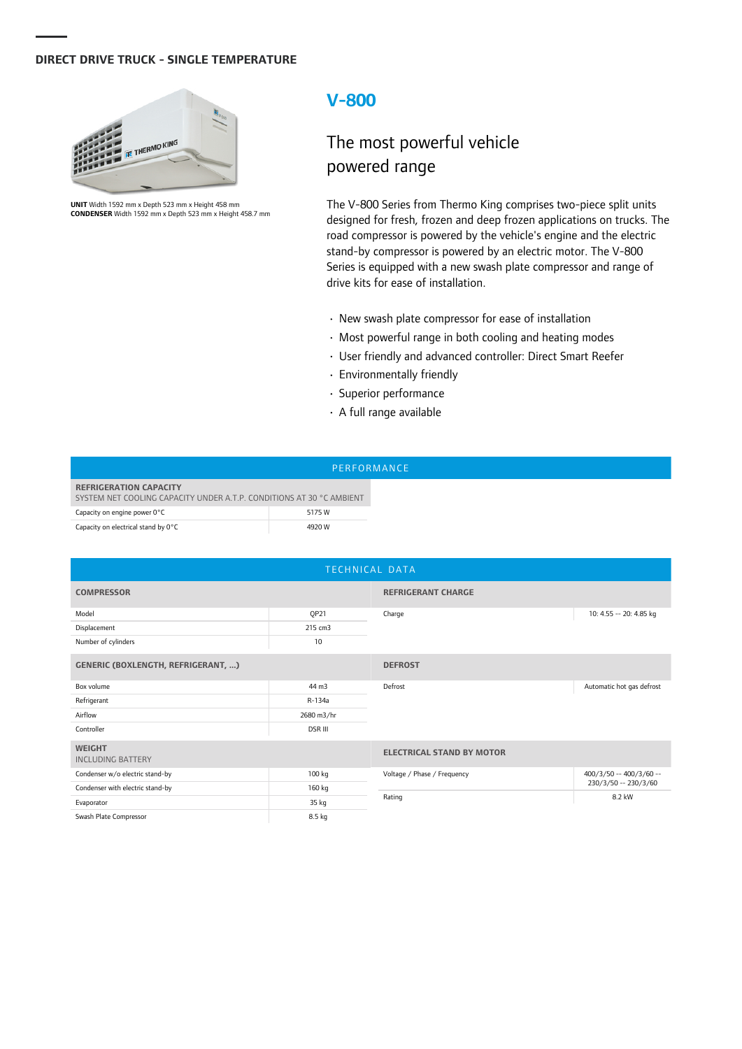## DIRECT DRIVE TRUCK - SINGLE TEMPERATURE

**UNIT** Width 1592 mm x Depth 523 mm x Height 458 mm
**CONDENSER** Width 1592 mm x Depth 523 mm x Height 458.7 mm

# V-800

## The most powerful vehicle powered range

The V-800 Series from Thermo King comprises two-piece split units designed for fresh, frozen and deep frozen applications on trucks. The road compressor is powered by the vehicle's engine and the electric stand-by compressor is powered by an electric motor. The V-800 Series is equipped with a new swash plate compressor and range of drive kits for ease of installation.

- New swash plate compressor for ease of installation
- Most powerful range in both cooling and heating modes
- User friendly and advanced controller: Direct Smart Reefer
- Environmentally friendly
- Superior performance
- A full range available

### PERFORMANCE

| REFRIGERATION CAPACITY<br>SYSTEM NET COOLING CAPACITY UNDER A.T.P. CONDITIONS AT 30 °C AMBIENT | |
|---|---|
| Capacity on engine power 0°C | 5175 W |
| Capacity on electrical stand by 0°C | 4920 W |

### TECHNICAL DATA

| COMPRESSOR | |
|---|---|
| Model | QP21 |
| Displacement | 215 cm3 |
| Number of cylinders | 10 |

| GENERIC (BOXLENGTH, REFRIGERANT, ...) | |
|---|---|
| Box volume | 44 m3 |
| Refrigerant | R-134a |
| Airflow | 2680 m3/hr |
| Controller | DSR III |

| WEIGHT<br>INCLUDING BATTERY | |
|---|---|
| Condenser w/o electric stand-by | 100 kg |
| Condenser with electric stand-by | 160 kg |
| Evaporator | 35 kg |
| Swash Plate Compressor | 8.5 kg |

| REFRIGERANT CHARGE | |
|---|---|
| Charge | 10: 4.55 -- 20: 4.85 kg |

| DEFROST | |
|---|---|
| Defrost | Automatic hot gas defrost |

| ELECTRICAL STAND BY MOTOR | |
|---|---|
| Voltage / Phase / Frequency | 400/3/50 -- 400/3/60 -- 230/3/50 -- 230/3/60 |
| Rating | 8.2 kW |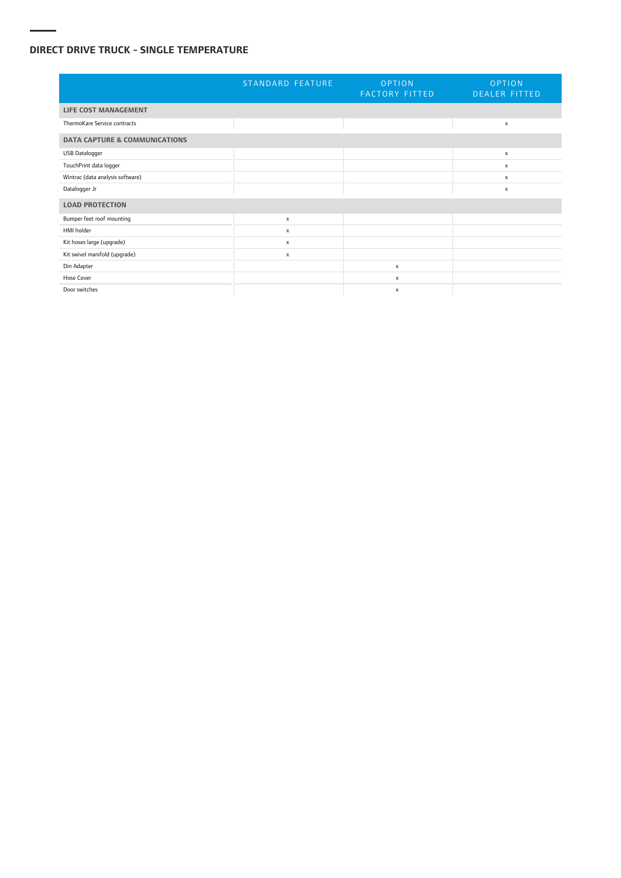## DIRECT DRIVE TRUCK - SINGLE TEMPERATURE

| | STANDARD FEATURE | OPTION FACTORY FITTED | OPTION DEALER FITTED |
|---|---|---|---|
| **LIFE COST MANAGEMENT** | | | |
| ThermoKare Service contracts | | | x |
| **DATA CAPTURE & COMMUNICATIONS** | | | |
| USB Datalogger | | | x |
| TouchPrint data logger | | | x |
| Wintrac (data analysis software) | | | x |
| Datalogger Jr | | | x |
| **LOAD PROTECTION** | | | |
| Bumper feet roof mounting | x | | |
| HMI holder | x | | |
| Kit hoses large (upgrade) | x | | |
| Kit swivel manifold (upgrade) | x | | |
| Din Adapter | | x | |
| Hose Cover | | x | |
| Door switches | | x | |